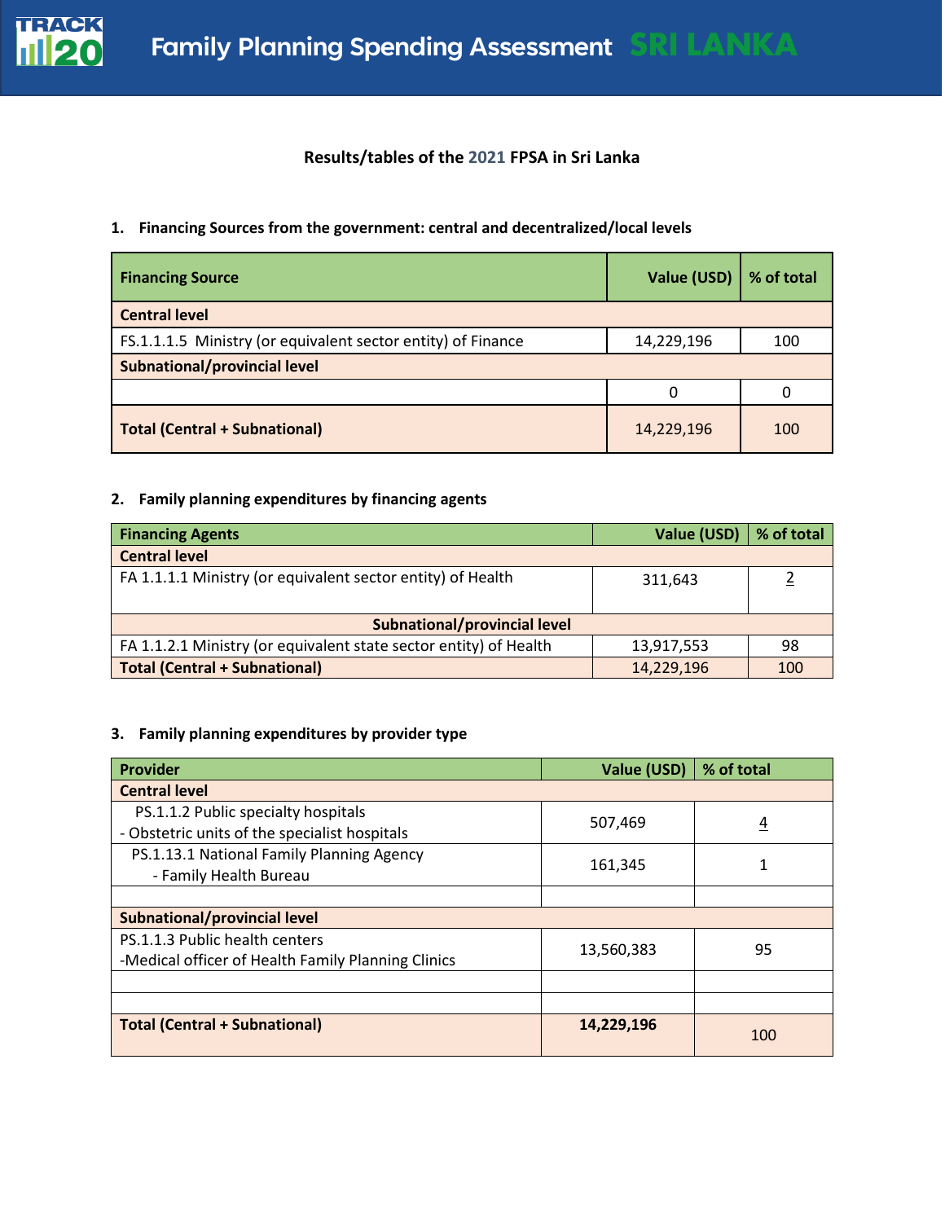# Family Planning Spending Assessment SRI LANKA

**Results/tables of the 2021 FPSA in Sri Lanka**

1. **Financing Sources from the government: central and decentralized/local levels**

| Financing Source | Value (USD) | % of total |
|---|---|---|
| **Central level** | | |
| FS.1.1.1.5 Ministry (or equivalent sector entity) of Finance | 14,229,196 | 100 |
| **Subnational/provincial level** | | |
| | 0 | 0 |
| **Total (Central + Subnational)** | 14,229,196 | 100 |

2. **Family planning expenditures by financing agents**

| Financing Agents | Value (USD) | % of total |
|---|---|---|
| **Central level** | | |
| FA 1.1.1.1 Ministry (or equivalent sector entity) of Health | 311,643 | 2 |
| **Subnational/provincial level** | | |
| FA 1.1.2.1 Ministry (or equivalent state sector entity) of Health | 13,917,553 | 98 |
| **Total (Central + Subnational)** | 14,229,196 | 100 |

3. **Family planning expenditures by provider type**

| Provider | Value (USD) | % of total |
|---|---|---|
| **Central level** | | |
| PS.1.1.2 Public specialty hospitals - Obstetric units of the specialist hospitals | 507,469 | 4 |
| PS.1.13.1 National Family Planning Agency - Family Health Bureau | 161,345 | 1 |
| | | |
| **Subnational/provincial level** | | |
| PS.1.1.3 Public health centers -Medical officer of Health Family Planning Clinics | 13,560,383 | 95 |
| | | |
| | | |
| **Total (Central + Subnational)** | **14,229,196** | 100 |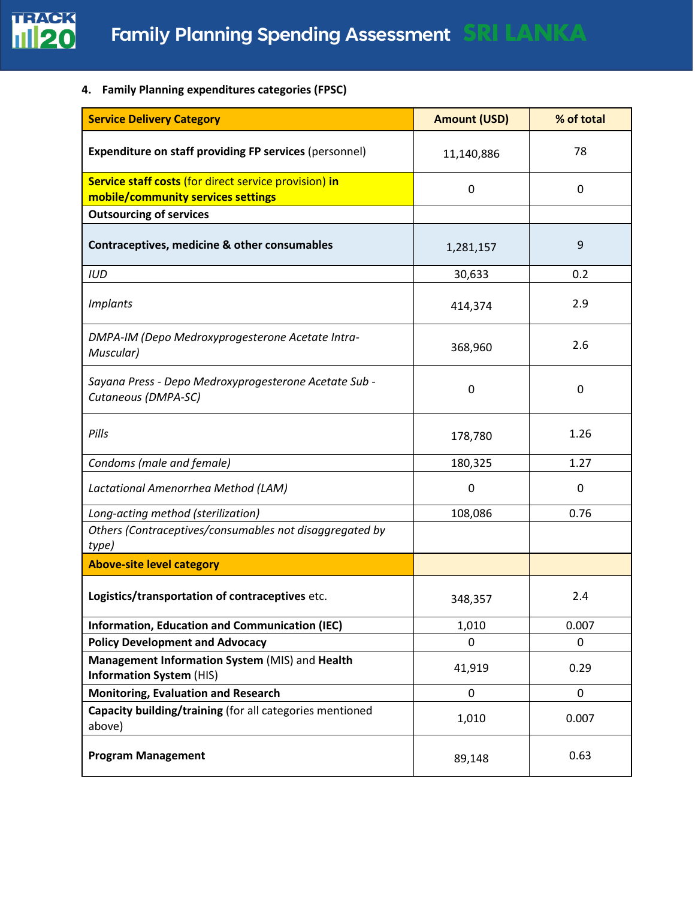4. **Family Planning expenditures categories (FPSC)**

| **Service Delivery Category** | **Amount (USD)** | **% of total** |
|---|---|---|
| **Expenditure on staff providing FP services** (personnel) | 11,140,886 | 78 |
| **Service staff costs** (for direct service provision) **in mobile/community services settings** | 0 | 0 |
| **Outsourcing of services** | | |
| **Contraceptives, medicine & other consumables** | 1,281,157 | 9 |
| *IUD* | 30,633 | 0.2 |
| *Implants* | 414,374 | 2.9 |
| *DMPA-IM (Depo Medroxyprogesterone Acetate Intra-Muscular)* | 368,960 | 2.6 |
| *Sayana Press - Depo Medroxyprogesterone Acetate Sub - Cutaneous (DMPA-SC)* | 0 | 0 |
| *Pills* | 178,780 | 1.26 |
| *Condoms (male and female)* | 180,325 | 1.27 |
| *Lactational Amenorrhea Method (LAM)* | 0 | 0 |
| *Long-acting method (sterilization)* | 108,086 | 0.76 |
| *Others (Contraceptives/consumables not disaggregated by type)* | | |
| **Above-site level category** | | |
| **Logistics/transportation of contraceptives** etc. | 348,357 | 2.4 |
| **Information, Education and Communication (IEC)** | 1,010 | 0.007 |
| **Policy Development and Advocacy** | 0 | 0 |
| **Management Information System** (MIS) and **Health Information System** (HIS) | 41,919 | 0.29 |
| **Monitoring, Evaluation and Research** | 0 | 0 |
| **Capacity building/training** (for all categories mentioned above) | 1,010 | 0.007 |
| **Program Management** | 89,148 | 0.63 |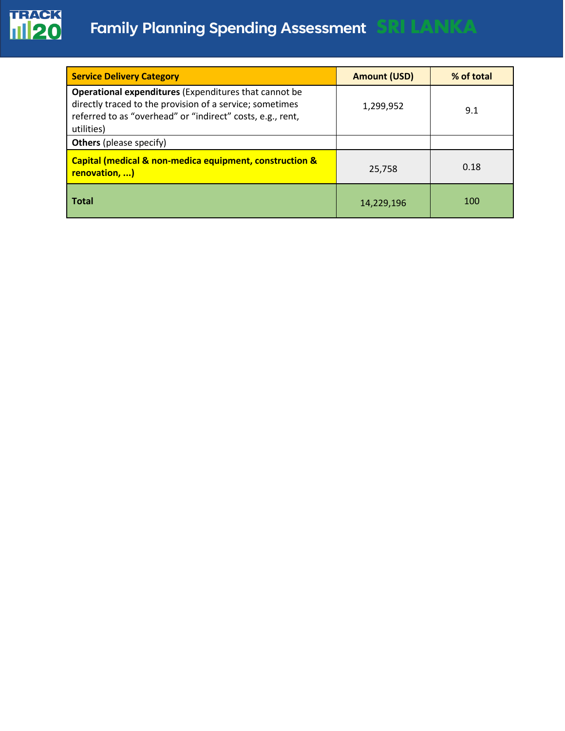| Service Delivery Category | Amount (USD) | % of total |
|---|---|---|
| **Operational expenditures** (Expenditures that cannot be directly traced to the provision of a service; sometimes referred to as “overhead” or “indirect” costs, e.g., rent, utilities) | 1,299,952 | 9.1 |
| **Others** (please specify) | | |
| **Capital (medical & non-medica equipment, construction & renovation, ...)** | 25,758 | 0.18 |
| **Total** | 14,229,196 | 100 |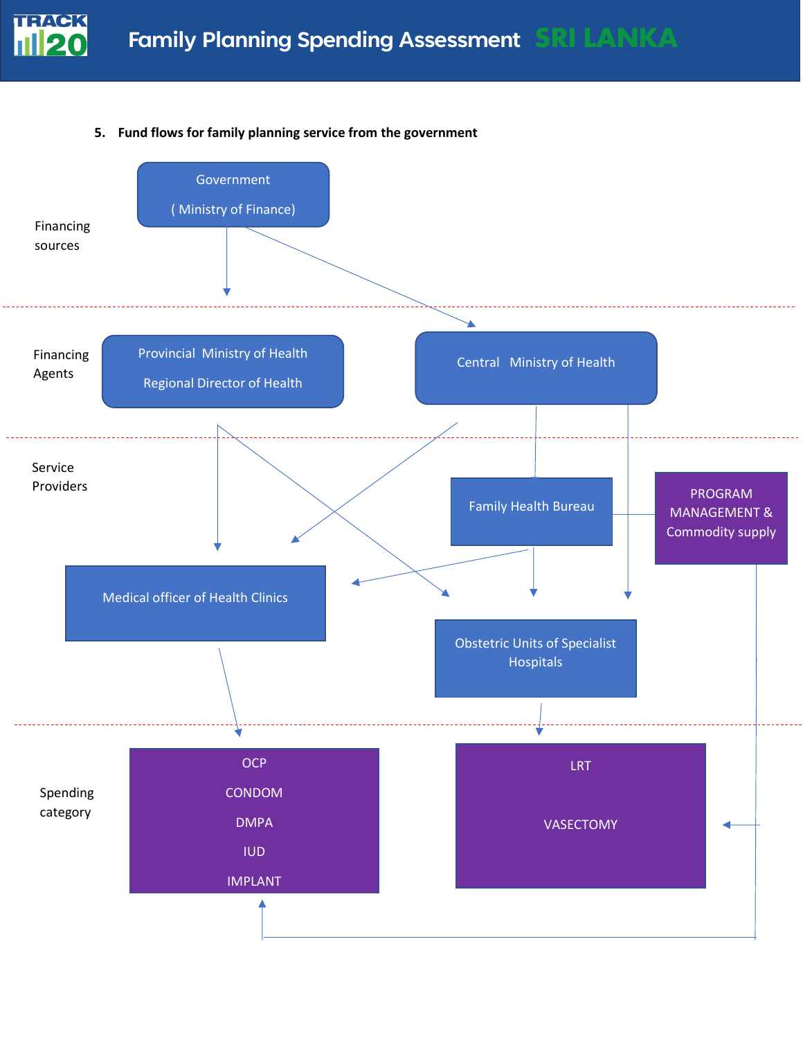5. **Fund flows for family planning service from the government**

Financing sources

Government

( Ministry of Finance)

Financing Agents

Provincial Ministry of Health

Regional Director of Health

Central Ministry of Health

Service Providers

Family Health Bureau

PROGRAM MANAGEMENT & Commodity supply

Medical officer of Health Clinics

Obstetric Units of Specialist Hospitals

Spending category

OCP

CONDOM

DMPA

IUD

IMPLANT

LRT

VASECTOMY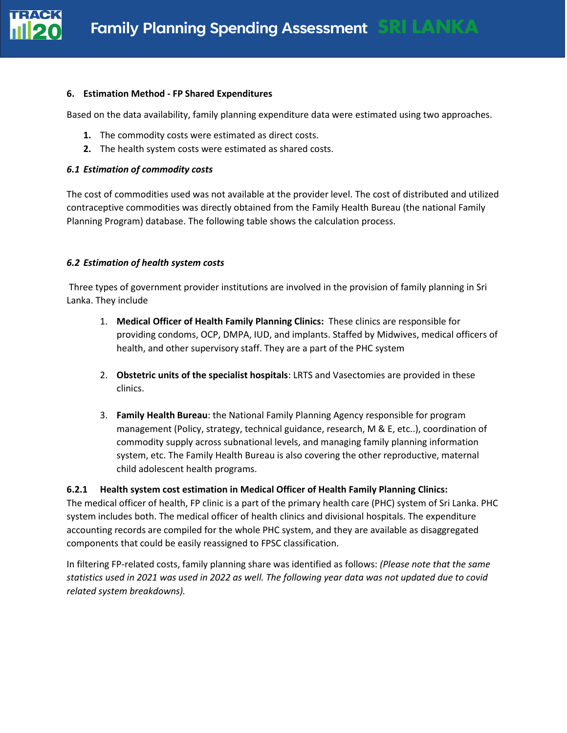### 6. Estimation Method - FP Shared Expenditures

Based on the data availability, family planning expenditure data were estimated using two approaches.

1. The commodity costs were estimated as direct costs.
2. The health system costs were estimated as shared costs.

#### *6.1 Estimation of commodity costs*

The cost of commodities used was not available at the provider level. The cost of distributed and utilized contraceptive commodities was directly obtained from the Family Health Bureau (the national Family Planning Program) database. The following table shows the calculation process.

#### *6.2 Estimation of health system costs*

Three types of government provider institutions are involved in the provision of family planning in Sri Lanka. They include

1. **Medical Officer of Health Family Planning Clinics:** These clinics are responsible for providing condoms, OCP, DMPA, IUD, and implants. Staffed by Midwives, medical officers of health, and other supervisory staff. They are a part of the PHC system

2. **Obstetric units of the specialist hospitals**: LRTS and Vasectomies are provided in these clinics.

3. **Family Health Bureau**: the National Family Planning Agency responsible for program management (Policy, strategy, technical guidance, research, M & E, etc..), coordination of commodity supply across subnational levels, and managing family planning information system, etc. The Family Health Bureau is also covering the other reproductive, maternal child adolescent health programs.

**6.2.1 Health system cost estimation in Medical Officer of Health Family Planning Clinics:**
The medical officer of health, FP clinic is a part of the primary health care (PHC) system of Sri Lanka. PHC system includes both. The medical officer of health clinics and divisional hospitals. The expenditure accounting records are compiled for the whole PHC system, and they are available as disaggregated components that could be easily reassigned to FPSC classification.

In filtering FP-related costs, family planning share was identified as follows: *(Please note that the same statistics used in 2021 was used in 2022 as well. The following year data was not updated due to covid related system breakdowns).*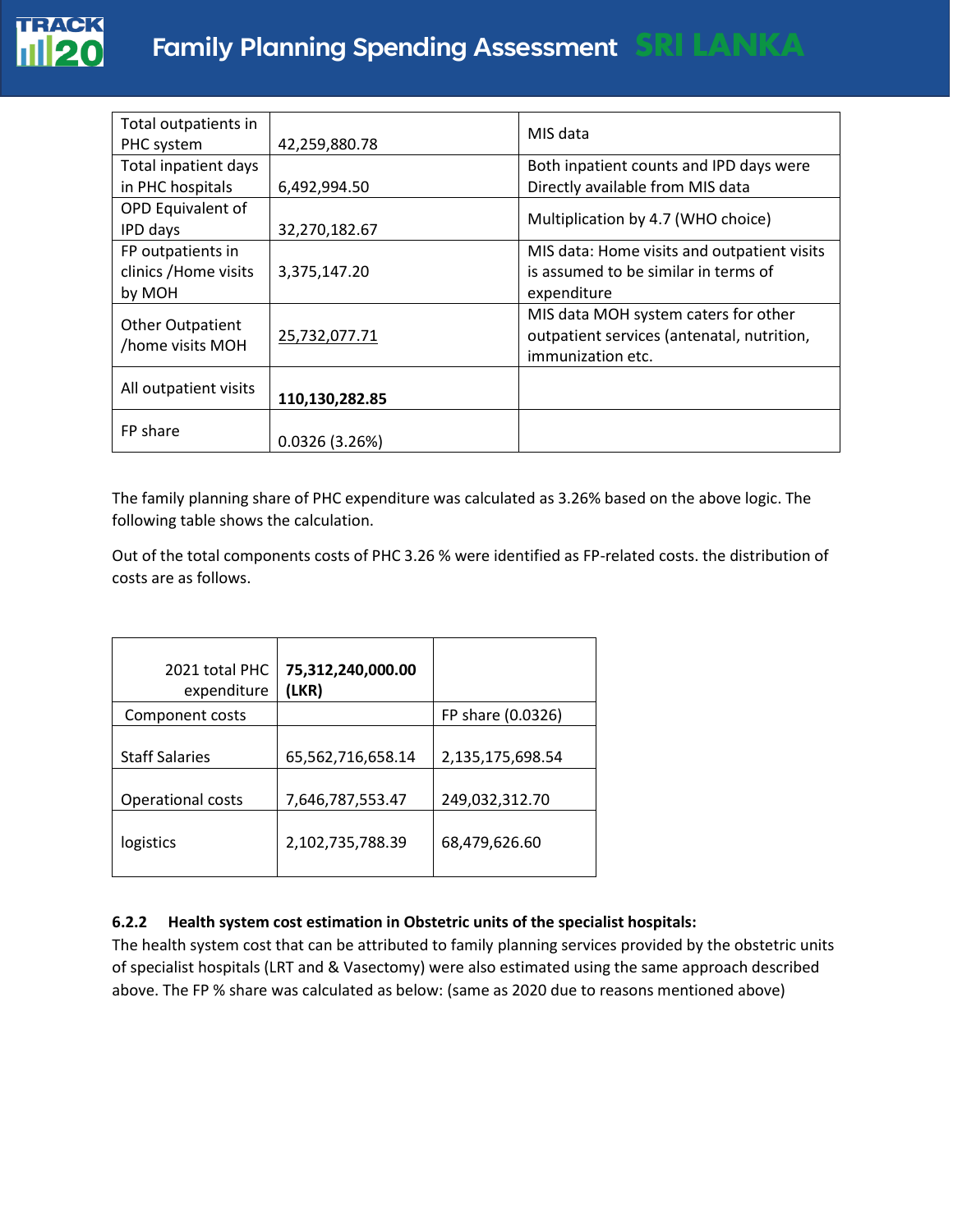| Total outpatients in PHC system | 42,259,880.78 | MIS data |
|---|---|---|
| Total inpatient days in PHC hospitals | 6,492,994.50 | Both inpatient counts and IPD days were Directly available from MIS data |
| OPD Equivalent of IPD days | 32,270,182.67 | Multiplication by 4.7 (WHO choice) |
| FP outpatients in clinics /Home visits by MOH | 3,375,147.20 | MIS data: Home visits and outpatient visits is assumed to be similar in terms of expenditure |
| Other Outpatient /home visits MOH | 25,732,077.71 | MIS data MOH system caters for other outpatient services (antenatal, nutrition, immunization etc. |
| All outpatient visits | **110,130,282.85** | |
| FP share | 0.0326 (3.26%) | |

The family planning share of PHC expenditure was calculated as 3.26% based on the above logic. The following table shows the calculation.

Out of the total components costs of PHC 3.26 % were identified as FP-related costs. the distribution of costs are as follows.

| 2021 total PHC expenditure | **75,312,240,000.00 (LKR)** | |
|---|---|---|
| Component costs | | FP share (0.0326) |
| Staff Salaries | 65,562,716,658.14 | 2,135,175,698.54 |
| Operational costs | 7,646,787,553.47 | 249,032,312.70 |
| logistics | 2,102,735,788.39 | 68,479,626.60 |

**6.2.2 Health system cost estimation in Obstetric units of the specialist hospitals:**

The health system cost that can be attributed to family planning services provided by the obstetric units of specialist hospitals (LRT and & Vasectomy) were also estimated using the same approach described above. The FP % share was calculated as below: (same as 2020 due to reasons mentioned above)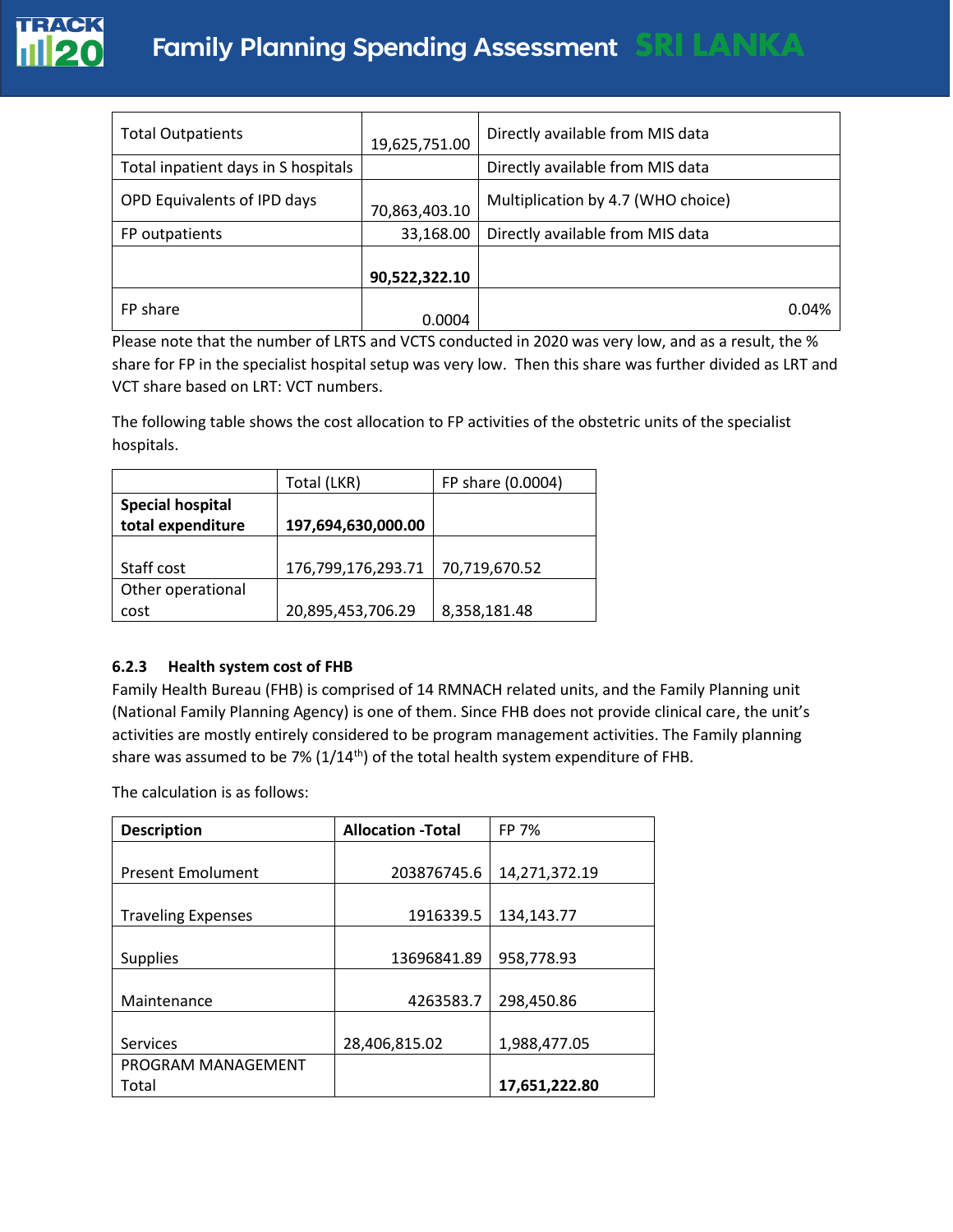| | | |
|---|---|---|
| Total Outpatients | 19,625,751.00 | Directly available from MIS data |
| Total inpatient days in S hospitals | | Directly available from MIS data |
| OPD Equivalents of IPD days | 70,863,403.10 | Multiplication by 4.7 (WHO choice) |
| FP outpatients | 33,168.00 | Directly available from MIS data |
| | **90,522,322.10** | |
| FP share | 0.0004 | 0.04% |

Please note that the number of LRTS and VCTS conducted in 2020 was very low, and as a result, the % share for FP in the specialist hospital setup was very low. Then this share was further divided as LRT and VCT share based on LRT: VCT numbers.

The following table shows the cost allocation to FP activities of the obstetric units of the specialist hospitals.

| | Total (LKR) | FP share (0.0004) |
|---|---|---|
| **Special hospital total expenditure** | **197,694,630,000.00** | |
| Staff cost | 176,799,176,293.71 | 70,719,670.52 |
| Other operational cost | 20,895,453,706.29 | 8,358,181.48 |

### 6.2.3 Health system cost of FHB

Family Health Bureau (FHB) is comprised of 14 RMNACH related units, and the Family Planning unit (National Family Planning Agency) is one of them. Since FHB does not provide clinical care, the unit's activities are mostly entirely considered to be program management activities. The Family planning share was assumed to be 7% (1/14th) of the total health system expenditure of FHB.

The calculation is as follows:

| **Description** | **Allocation -Total** | FP 7% |
|---|---|---|
| Present Emolument | 203876745.6 | 14,271,372.19 |
| Traveling Expenses | 1916339.5 | 134,143.77 |
| Supplies | 13696841.89 | 958,778.93 |
| Maintenance | 4263583.7 | 298,450.86 |
| Services | 28,406,815.02 | 1,988,477.05 |
| PROGRAM MANAGEMENT Total | | **17,651,222.80** |